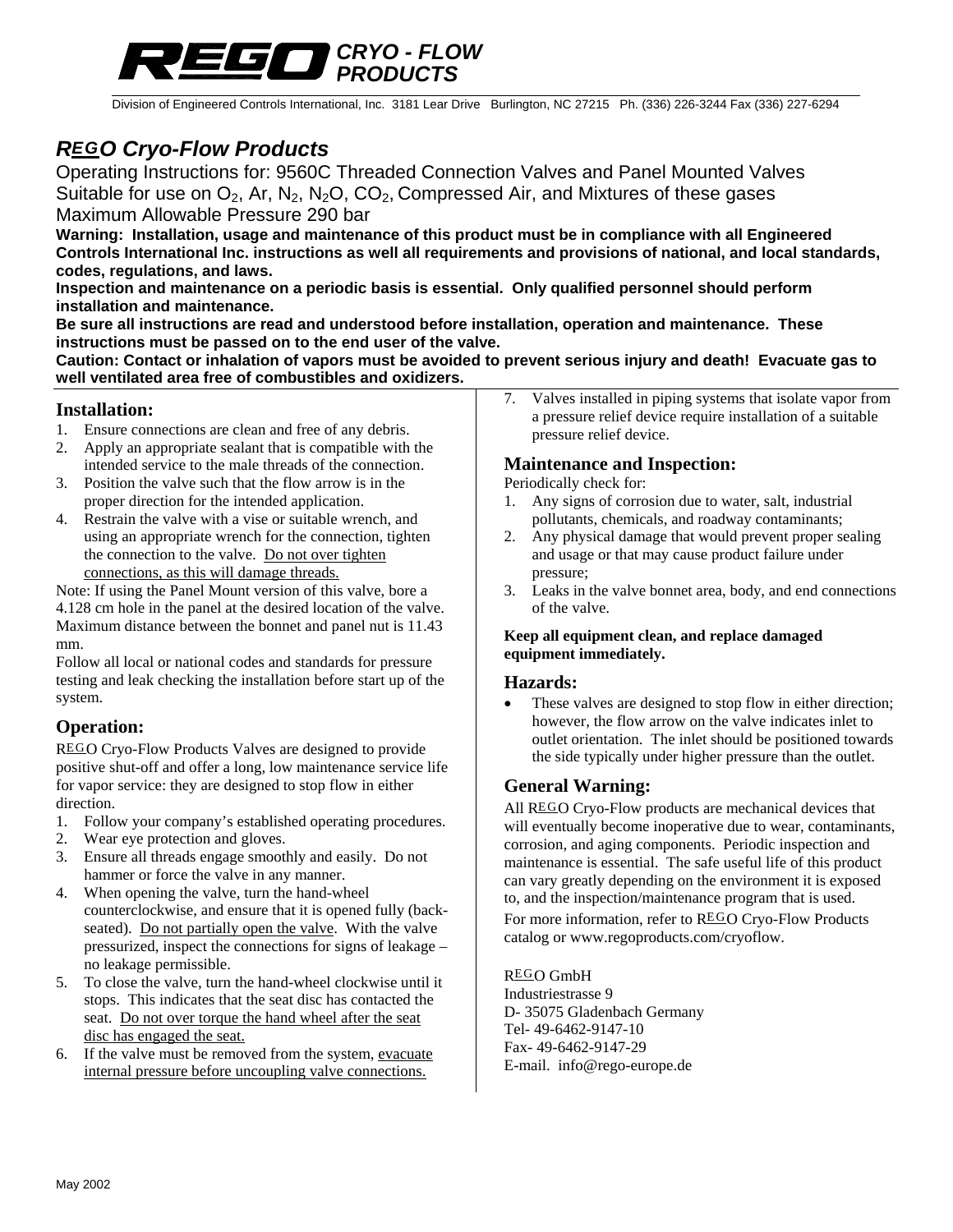# REGO CRYO - FLOW PRODUCTS

Division of Engineered Controls International, Inc. 3181 Lear Drive Burlington, NC 27215 Ph. (336) 226-3244 Fax (336) 227-6294

## *REGO Cryo-Flow Products*

Operating Instructions for: 9560C Threaded Connection Valves and Panel Mounted Valves
Suitable for use on $O_2$, Ar, $N_2$, $N_2O$, $CO_2$, Compressed Air, and Mixtures of these gases
Maximum Allowable Pressure 290 bar

**Warning: Installation, usage and maintenance of this product must be in compliance with all Engineered Controls International Inc. instructions as well all requirements and provisions of national, and local standards, codes, regulations, and laws.**

**Inspection and maintenance on a periodic basis is essential. Only qualified personnel should perform installation and maintenance.**

**Be sure all instructions are read and understood before installation, operation and maintenance. These instructions must be passed on to the end user of the valve.**

**Caution: Contact or inhalation of vapors must be avoided to prevent serious injury and death! Evacuate gas to well ventilated area free of combustibles and oxidizers.**

### Installation:

1. Ensure connections are clean and free of any debris.
2. Apply an appropriate sealant that is compatible with the intended service to the male threads of the connection.
3. Position the valve such that the flow arrow is in the proper direction for the intended application.
4. Restrain the valve with a vise or suitable wrench, and using an appropriate wrench for the connection, tighten the connection to the valve. Do not over tighten connections, as this will damage threads.

Note: If using the Panel Mount version of this valve, bore a 4.128 cm hole in the panel at the desired location of the valve. Maximum distance between the bonnet and panel nut is 11.43 mm.

Follow all local or national codes and standards for pressure testing and leak checking the installation before start up of the system.

### Operation:

REGO Cryo-Flow Products Valves are designed to provide positive shut-off and offer a long, low maintenance service life for vapor service: they are designed to stop flow in either direction.

1. Follow your company's established operating procedures.
2. Wear eye protection and gloves.
3. Ensure all threads engage smoothly and easily. Do not hammer or force the valve in any manner.
4. When opening the valve, turn the hand-wheel counterclockwise, and ensure that it is opened fully (back-seated). Do not partially open the valve. With the valve pressurized, inspect the connections for signs of leakage – no leakage permissible.
5. To close the valve, turn the hand-wheel clockwise until it stops. This indicates that the seat disc has contacted the seat. Do not over torque the hand wheel after the seat disc has engaged the seat.
6. If the valve must be removed from the system, evacuate internal pressure before uncoupling valve connections.
7. Valves installed in piping systems that isolate vapor from a pressure relief device require installation of a suitable pressure relief device.

### Maintenance and Inspection:

Periodically check for:

1. Any signs of corrosion due to water, salt, industrial pollutants, chemicals, and roadway contaminants;
2. Any physical damage that would prevent proper sealing and usage or that may cause product failure under pressure;
3. Leaks in the valve bonnet area, body, and end connections of the valve.

**Keep all equipment clean, and replace damaged equipment immediately.**

### Hazards:

- These valves are designed to stop flow in either direction; however, the flow arrow on the valve indicates inlet to outlet orientation. The inlet should be positioned towards the side typically under higher pressure than the outlet.

### General Warning:

All REGO Cryo-Flow products are mechanical devices that will eventually become inoperative due to wear, contaminants, corrosion, and aging components. Periodic inspection and maintenance is essential. The safe useful life of this product can vary greatly depending on the environment it is exposed to, and the inspection/maintenance program that is used.

For more information, refer to REGO Cryo-Flow Products catalog or www.regoproducts.com/cryoflow.

REGO GmbH
Industriestrasse 9
D- 35075 Gladenbach Germany
Tel- 49-6462-9147-10
Fax- 49-6462-9147-29
E-mail. info@rego-europe.de

May 2002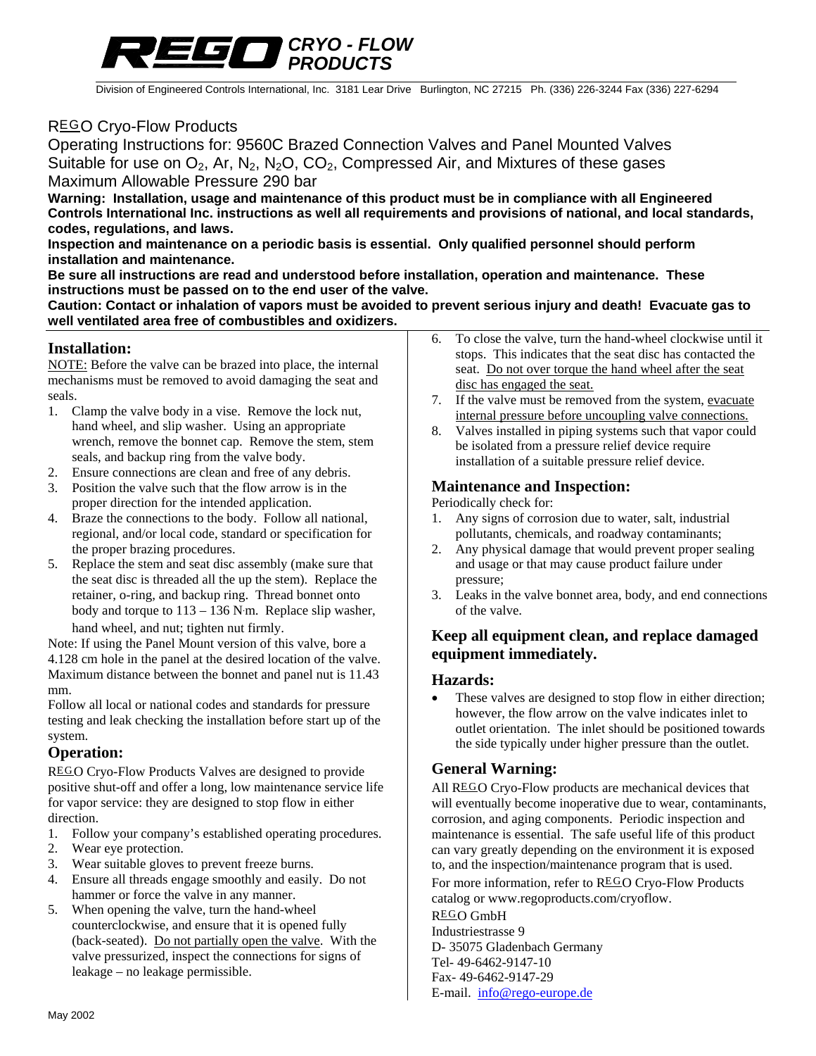# REGO CRYO - FLOW PRODUCTS

Division of Engineered Controls International, Inc. 3181 Lear Drive Burlington, NC 27215 Ph. (336) 226-3244 Fax (336) 227-6294

REGO Cryo-Flow Products

Operating Instructions for: 9560C Brazed Connection Valves and Panel Mounted Valves

Suitable for use on $O_2$, Ar, $N_2$, $N_2O$, $CO_2$, Compressed Air, and Mixtures of these gases

Maximum Allowable Pressure 290 bar

**Warning: Installation, usage and maintenance of this product must be in compliance with all Engineered Controls International Inc. instructions as well all requirements and provisions of national, and local standards, codes, regulations, and laws.**

**Inspection and maintenance on a periodic basis is essential. Only qualified personnel should perform installation and maintenance.**

**Be sure all instructions are read and understood before installation, operation and maintenance. These instructions must be passed on to the end user of the valve.**

**Caution: Contact or inhalation of vapors must be avoided to prevent serious injury and death! Evacuate gas to well ventilated area free of combustibles and oxidizers.**

## Installation:

NOTE: Before the valve can be brazed into place, the internal mechanisms must be removed to avoid damaging the seat and seals.

1. Clamp the valve body in a vise. Remove the lock nut, hand wheel, and slip washer. Using an appropriate wrench, remove the bonnet cap. Remove the stem, stem seals, and backup ring from the valve body.
2. Ensure connections are clean and free of any debris.
3. Position the valve such that the flow arrow is in the proper direction for the intended application.
4. Braze the connections to the body. Follow all national, regional, and/or local code, standard or specification for the proper brazing procedures.
5. Replace the stem and seat disc assembly (make sure that the seat disc is threaded all the up the stem). Replace the retainer, o-ring, and backup ring. Thread bonnet onto body and torque to 113 – 136 N·m. Replace slip washer, hand wheel, and nut; tighten nut firmly.

Note: If using the Panel Mount version of this valve, bore a 4.128 cm hole in the panel at the desired location of the valve. Maximum distance between the bonnet and panel nut is 11.43 mm.

Follow all local or national codes and standards for pressure testing and leak checking the installation before start up of the system.

## Operation:

REGO Cryo-Flow Products Valves are designed to provide positive shut-off and offer a long, low maintenance service life for vapor service: they are designed to stop flow in either direction.

1. Follow your company's established operating procedures.
2. Wear eye protection.
3. Wear suitable gloves to prevent freeze burns.
4. Ensure all threads engage smoothly and easily. Do not hammer or force the valve in any manner.
5. When opening the valve, turn the hand-wheel counterclockwise, and ensure that it is opened fully (back-seated). Do not partially open the valve. With the valve pressurized, inspect the connections for signs of leakage – no leakage permissible.
6. To close the valve, turn the hand-wheel clockwise until it stops. This indicates that the seat disc has contacted the seat. Do not over torque the hand wheel after the seat disc has engaged the seat.
7. If the valve must be removed from the system, evacuate internal pressure before uncoupling valve connections.
8. Valves installed in piping systems such that vapor could be isolated from a pressure relief device require installation of a suitable pressure relief device.

## Maintenance and Inspection:

Periodically check for:

1. Any signs of corrosion due to water, salt, industrial pollutants, chemicals, and roadway contaminants;
2. Any physical damage that would prevent proper sealing and usage or that may cause product failure under pressure;
3. Leaks in the valve bonnet area, body, and end connections of the valve.

## Keep all equipment clean, and replace damaged equipment immediately.

## Hazards:

- These valves are designed to stop flow in either direction; however, the flow arrow on the valve indicates inlet to outlet orientation. The inlet should be positioned towards the side typically under higher pressure than the outlet.

## General Warning:

All REGO Cryo-Flow products are mechanical devices that will eventually become inoperative due to wear, contaminants, corrosion, and aging components. Periodic inspection and maintenance is essential. The safe useful life of this product can vary greatly depending on the environment it is exposed to, and the inspection/maintenance program that is used.

For more information, refer to REGO Cryo-Flow Products catalog or www.regoproducts.com/cryoflow.

REGO GmbH
Industriestrasse 9
D- 35075 Gladenbach Germany
Tel- 49-6462-9147-10
Fax- 49-6462-9147-29
E-mail. info@rego-europe.de

May 2002